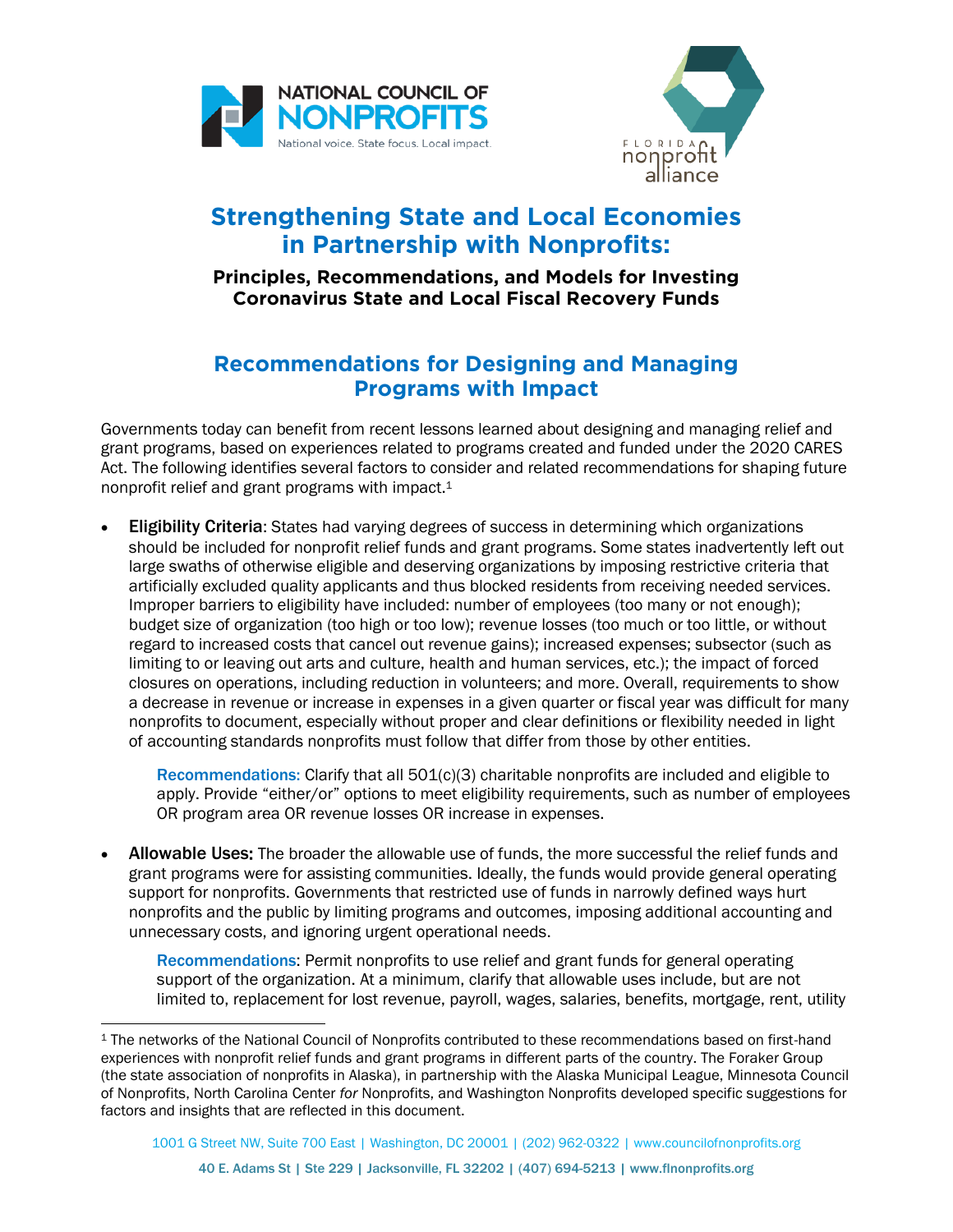# Strengthening State and Local Economies in Partnership with Nonprofits:

**Principles, Recommendations, and Models for Investing Coronavirus State and Local Fiscal Recovery Funds**

## Recommendations for Designing and Managing Programs with Impact

Governments today can benefit from recent lessons learned about designing and managing relief and grant programs, based on experiences related to programs created and funded under the 2020 CARES Act. The following identifies several factors to consider and related recommendations for shaping future nonprofit relief and grant programs with impact.[1]

- **Eligibility Criteria**: States had varying degrees of success in determining which organizations should be included for nonprofit relief funds and grant programs. Some states inadvertently left out large swaths of otherwise eligible and deserving organizations by imposing restrictive criteria that artificially excluded quality applicants and thus blocked residents from receiving needed services. Improper barriers to eligibility have included: number of employees (too many or not enough); budget size of organization (too high or too low); revenue losses (too much or too little, or without regard to increased costs that cancel out revenue gains); increased expenses; subsector (such as limiting to or leaving out arts and culture, health and human services, etc.); the impact of forced closures on operations, including reduction in volunteers; and more. Overall, requirements to show a decrease in revenue or increase in expenses in a given quarter or fiscal year was difficult for many nonprofits to document, especially without proper and clear definitions or flexibility needed in light of accounting standards nonprofits must follow that differ from those by other entities.

  **Recommendations:** Clarify that all 501(c)(3) charitable nonprofits are included and eligible to apply. Provide "either/or" options to meet eligibility requirements, such as number of employees OR program area OR revenue losses OR increase in expenses.

- **Allowable Uses:** The broader the allowable use of funds, the more successful the relief funds and grant programs were for assisting communities. Ideally, the funds would provide general operating support for nonprofits. Governments that restricted use of funds in narrowly defined ways hurt nonprofits and the public by limiting programs and outcomes, imposing additional accounting and unnecessary costs, and ignoring urgent operational needs.

  **Recommendations**: Permit nonprofits to use relief and grant funds for general operating support of the organization. At a minimum, clarify that allowable uses include, but are not limited to, replacement for lost revenue, payroll, wages, salaries, benefits, mortgage, rent, utility

---

[1] The networks of the National Council of Nonprofits contributed to these recommendations based on first-hand experiences with nonprofit relief funds and grant programs in different parts of the country. The Foraker Group (the state association of nonprofits in Alaska), in partnership with the Alaska Municipal League, Minnesota Council of Nonprofits, North Carolina Center *for* Nonprofits, and Washington Nonprofits developed specific suggestions for factors and insights that are reflected in this document.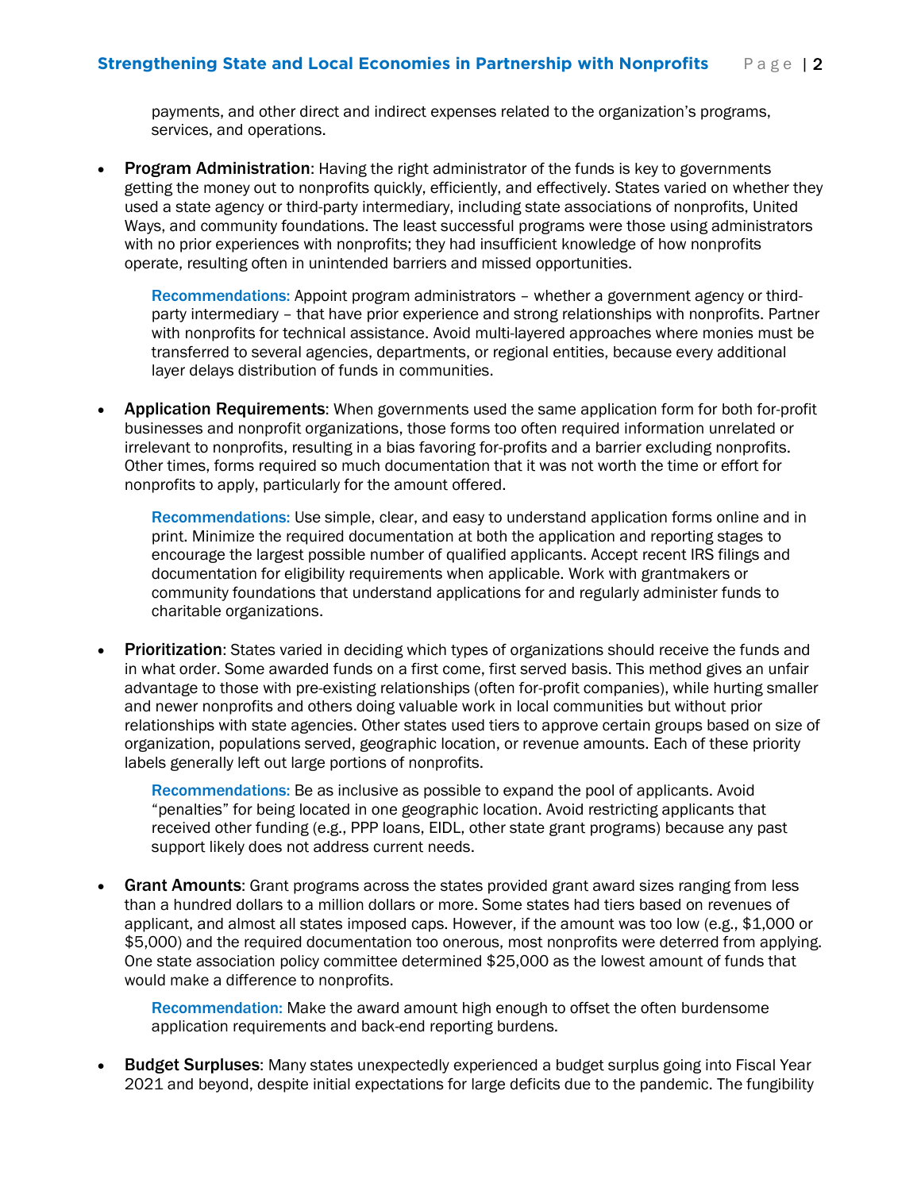payments, and other direct and indirect expenses related to the organization's programs, services, and operations.

- **Program Administration**: Having the right administrator of the funds is key to governments getting the money out to nonprofits quickly, efficiently, and effectively. States varied on whether they used a state agency or third-party intermediary, including state associations of nonprofits, United Ways, and community foundations. The least successful programs were those using administrators with no prior experiences with nonprofits; they had insufficient knowledge of how nonprofits operate, resulting often in unintended barriers and missed opportunities.

  **Recommendations:** Appoint program administrators – whether a government agency or third-party intermediary – that have prior experience and strong relationships with nonprofits. Partner with nonprofits for technical assistance. Avoid multi-layered approaches where monies must be transferred to several agencies, departments, or regional entities, because every additional layer delays distribution of funds in communities.

- **Application Requirements**: When governments used the same application form for both for-profit businesses and nonprofit organizations, those forms too often required information unrelated or irrelevant to nonprofits, resulting in a bias favoring for-profits and a barrier excluding nonprofits. Other times, forms required so much documentation that it was not worth the time or effort for nonprofits to apply, particularly for the amount offered.

  **Recommendations:** Use simple, clear, and easy to understand application forms online and in print. Minimize the required documentation at both the application and reporting stages to encourage the largest possible number of qualified applicants. Accept recent IRS filings and documentation for eligibility requirements when applicable. Work with grantmakers or community foundations that understand applications for and regularly administer funds to charitable organizations.

- **Prioritization**: States varied in deciding which types of organizations should receive the funds and in what order. Some awarded funds on a first come, first served basis. This method gives an unfair advantage to those with pre-existing relationships (often for-profit companies), while hurting smaller and newer nonprofits and others doing valuable work in local communities but without prior relationships with state agencies. Other states used tiers to approve certain groups based on size of organization, populations served, geographic location, or revenue amounts. Each of these priority labels generally left out large portions of nonprofits.

  **Recommendations:** Be as inclusive as possible to expand the pool of applicants. Avoid "penalties" for being located in one geographic location. Avoid restricting applicants that received other funding (e.g., PPP loans, EIDL, other state grant programs) because any past support likely does not address current needs.

- **Grant Amounts**: Grant programs across the states provided grant award sizes ranging from less than a hundred dollars to a million dollars or more. Some states had tiers based on revenues of applicant, and almost all states imposed caps. However, if the amount was too low (e.g., $1,000 or $5,000) and the required documentation too onerous, most nonprofits were deterred from applying. One state association policy committee determined $25,000 as the lowest amount of funds that would make a difference to nonprofits.

  **Recommendation:** Make the award amount high enough to offset the often burdensome application requirements and back-end reporting burdens.

- **Budget Surpluses**: Many states unexpectedly experienced a budget surplus going into Fiscal Year 2021 and beyond, despite initial expectations for large deficits due to the pandemic. The fungibility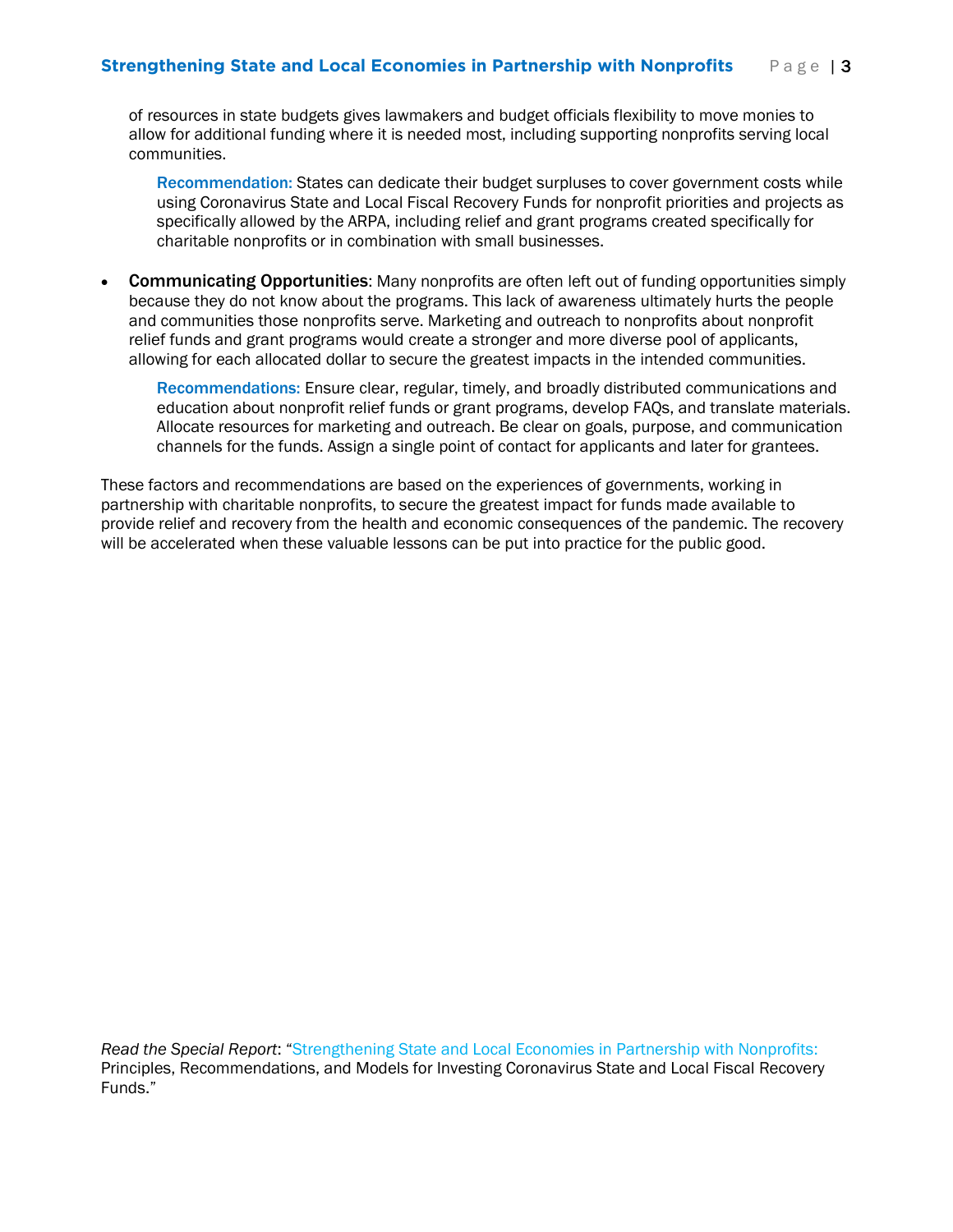of resources in state budgets gives lawmakers and budget officials flexibility to move monies to allow for additional funding where it is needed most, including supporting nonprofits serving local communities.

> **Recommendation:** States can dedicate their budget surpluses to cover government costs while using Coronavirus State and Local Fiscal Recovery Funds for nonprofit priorities and projects as specifically allowed by the ARPA, including relief and grant programs created specifically for charitable nonprofits or in combination with small businesses.

- **Communicating Opportunities**: Many nonprofits are often left out of funding opportunities simply because they do not know about the programs. This lack of awareness ultimately hurts the people and communities those nonprofits serve. Marketing and outreach to nonprofits about nonprofit relief funds and grant programs would create a stronger and more diverse pool of applicants, allowing for each allocated dollar to secure the greatest impacts in the intended communities.

> **Recommendations:** Ensure clear, regular, timely, and broadly distributed communications and education about nonprofit relief funds or grant programs, develop FAQs, and translate materials. Allocate resources for marketing and outreach. Be clear on goals, purpose, and communication channels for the funds. Assign a single point of contact for applicants and later for grantees.

These factors and recommendations are based on the experiences of governments, working in partnership with charitable nonprofits, to secure the greatest impact for funds made available to provide relief and recovery from the health and economic consequences of the pandemic. The recovery will be accelerated when these valuable lessons can be put into practice for the public good.

*Read the Special Report*: "Strengthening State and Local Economies in Partnership with Nonprofits: Principles, Recommendations, and Models for Investing Coronavirus State and Local Fiscal Recovery Funds."